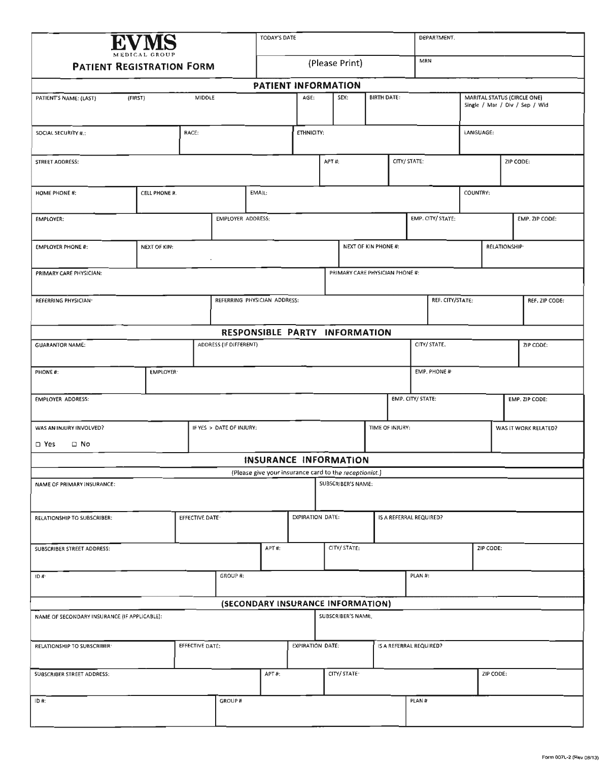# EVMS
MEDICAL GROUP

## PATIENT REGISTRATION FORM

| TODAY'S DATE | DEPARTMENT. |
|---|---|
| (Please Print) | MRN |

## PATIENT INFORMATION

| PATIENT'S NAME: (LAST) (FIRST) MIDDLE | AGE: | SEX: | BIRTH DATE: | MARITAL STATUS (CIRCLE ONE) Single / Mar / Div / Sep / Wid |
|---|---|---|---|---|

| SOCIAL SECURITY #.: | RACE: | ETHNICITY: | LANGUAGE: |
|---|---|---|---|

| STREET ADDRESS: | APT #: | CITY/ STATE: | ZIP CODE: |
|---|---|---|---|

| HOME PHONE #: | CELL PHONE #. | EMAIL: | COUNTRY: |
|---|---|---|---|

| EMPLOYER: | EMPLOYER ADDRESS: | EMP. CITY/ STATE: | EMP. ZIP CODE: |
|---|---|---|---|

| EMPLOYER PHONE #: | NEXT OF KIN: | NEXT OF KIN PHONE #: | RELATIONSHIP: |
|---|---|---|---|

| PRIMARY CARE PHYSICIAN: | PRIMARY CARE PHYSICIAN PHONE #: |
|---|---|

| REFERRING PHYSICIAN: | REFERRING PHYSICIAN ADDRESS: | REF. CITY/STATE: | REF. ZIP CODE: |
|---|---|---|---|

## RESPONSIBLE PARTY INFORMATION

| GUARANTOR NAME: | ADDRESS (IF DIFFERENT) | CITY/ STATE. | ZIP CODE: |
|---|---|---|---|

| PHONE #: | EMPLOYER: | EMP. PHONE #: |
|---|---|---|

| EMPLOYER ADDRESS: | EMP. CITY/ STATE: | EMP. ZIP CODE: |
|---|---|---|

| WAS AN INJURY INVOLVED? ☐ Yes ☐ No | IF YES > DATE OF INJURY: | TIME OF INJURY: | WAS IT WORK RELATED? |
|---|---|---|---|

## INSURANCE INFORMATION

(Please give your insurance card to the *receptionist*.)

| NAME OF PRIMARY INSURANCE: | SUBSCRIBER'S NAME: |
|---|---|

| RELATIONSHIP TO SUBSCRIBER: | EFFECTIVE DATE: | EXPIRATION DATE: | IS A REFERRAL REQUIRED? |
|---|---|---|---|

| SUBSCRIBER STREET ADDRESS: | APT #: | CITY/ STATE: | ZIP CODE: |
|---|---|---|---|

| ID #: | GROUP #: | PLAN #: |
|---|---|---|

## (SECONDARY INSURANCE INFORMATION)

| NAME OF SECONDARY INSURANCE (IF APPLICABLE): | SUBSCRIBER'S NAME. |
|---|---|

| RELATIONSHIP TO SUBSCRIBER: | EFFECTIVE DATE: | EXPIRATION DATE: | IS A REFERRAL REQUIRED? |
|---|---|---|---|

| SUBSCRIBER STREET ADDRESS: | APT #: | CITY/ STATE: | ZIP CODE: |
|---|---|---|---|

| ID #: | GROUP # | PLAN # |
|---|---|---|

Form 007L-2 (Rev 08/13)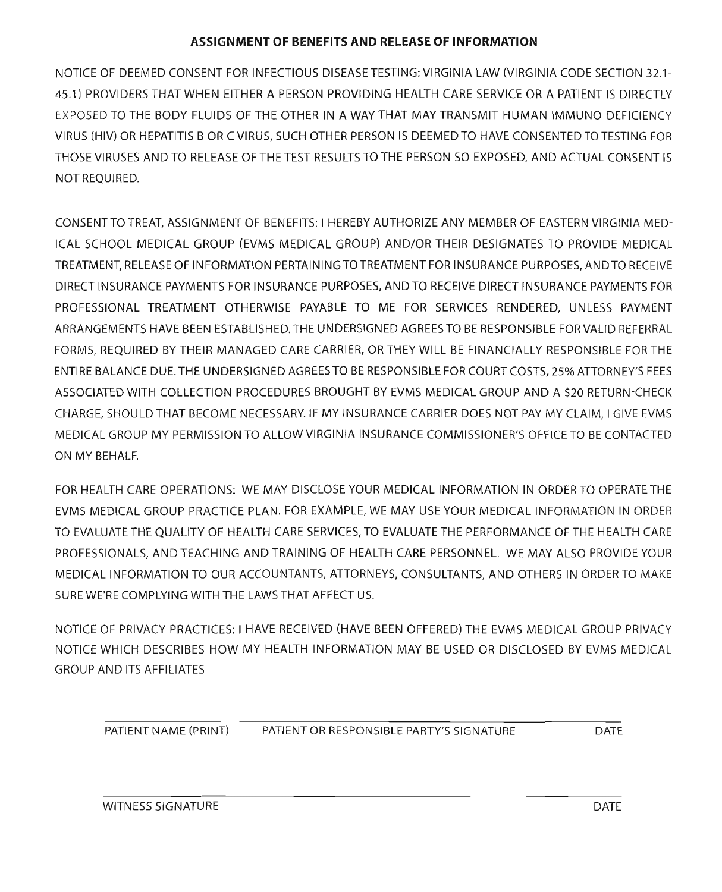## ASSIGNMENT OF BENEFITS AND RELEASE OF INFORMATION

NOTICE OF DEEMED CONSENT FOR INFECTIOUS DISEASE TESTING: VIRGINIA LAW (VIRGINIA CODE SECTION 32.1-45.1) PROVIDERS THAT WHEN EITHER A PERSON PROVIDING HEALTH CARE SERVICE OR A PATIENT IS DIRECTLY EXPOSED TO THE BODY FLUIDS OF THE OTHER IN A WAY THAT MAY TRANSMIT HUMAN IMMUNO-DEFICIENCY VIRUS (HIV) OR HEPATITIS B OR C VIRUS, SUCH OTHER PERSON IS DEEMED TO HAVE CONSENTED TO TESTING FOR THOSE VIRUSES AND TO RELEASE OF THE TEST RESULTS TO THE PERSON SO EXPOSED, AND ACTUAL CONSENT IS NOT REQUIRED.

CONSENT TO TREAT, ASSIGNMENT OF BENEFITS: I HEREBY AUTHORIZE ANY MEMBER OF EASTERN VIRGINIA MEDICAL SCHOOL MEDICAL GROUP (EVMS MEDICAL GROUP) AND/OR THEIR DESIGNATES TO PROVIDE MEDICAL TREATMENT, RELEASE OF INFORMATION PERTAINING TO TREATMENT FOR INSURANCE PURPOSES, AND TO RECEIVE DIRECT INSURANCE PAYMENTS FOR INSURANCE PURPOSES, AND TO RECEIVE DIRECT INSURANCE PAYMENTS FOR PROFESSIONAL TREATMENT OTHERWISE PAYABLE TO ME FOR SERVICES RENDERED, UNLESS PAYMENT ARRANGEMENTS HAVE BEEN ESTABLISHED. THE UNDERSIGNED AGREES TO BE RESPONSIBLE FOR VALID REFERRAL FORMS, REQUIRED BY THEIR MANAGED CARE CARRIER, OR THEY WILL BE FINANCIALLY RESPONSIBLE FOR THE ENTIRE BALANCE DUE. THE UNDERSIGNED AGREES TO BE RESPONSIBLE FOR COURT COSTS, 25% ATTORNEY'S FEES ASSOCIATED WITH COLLECTION PROCEDURES BROUGHT BY EVMS MEDICAL GROUP AND A $20 RETURN-CHECK CHARGE, SHOULD THAT BECOME NECESSARY. IF MY INSURANCE CARRIER DOES NOT PAY MY CLAIM, I GIVE EVMS MEDICAL GROUP MY PERMISSION TO ALLOW VIRGINIA INSURANCE COMMISSIONER'S OFFICE TO BE CONTACTED ON MY BEHALF.

FOR HEALTH CARE OPERATIONS: WE MAY DISCLOSE YOUR MEDICAL INFORMATION IN ORDER TO OPERATE THE EVMS MEDICAL GROUP PRACTICE PLAN. FOR EXAMPLE, WE MAY USE YOUR MEDICAL INFORMATION IN ORDER TO EVALUATE THE QUALITY OF HEALTH CARE SERVICES, TO EVALUATE THE PERFORMANCE OF THE HEALTH CARE PROFESSIONALS, AND TEACHING AND TRAINING OF HEALTH CARE PERSONNEL. WE MAY ALSO PROVIDE YOUR MEDICAL INFORMATION TO OUR ACCOUNTANTS, ATTORNEYS, CONSULTANTS, AND OTHERS IN ORDER TO MAKE SURE WE'RE COMPLYING WITH THE LAWS THAT AFFECT US.

NOTICE OF PRIVACY PRACTICES: I HAVE RECEIVED (HAVE BEEN OFFERED) THE EVMS MEDICAL GROUP PRIVACY NOTICE WHICH DESCRIBES HOW MY HEALTH INFORMATION MAY BE USED OR DISCLOSED BY EVMS MEDICAL GROUP AND ITS AFFILIATES

PATIENT NAME (PRINT) ____________ PATIENT OR RESPONSIBLE PARTY'S SIGNATURE ____________ DATE ____________

WITNESS SIGNATURE ____________ DATE ____________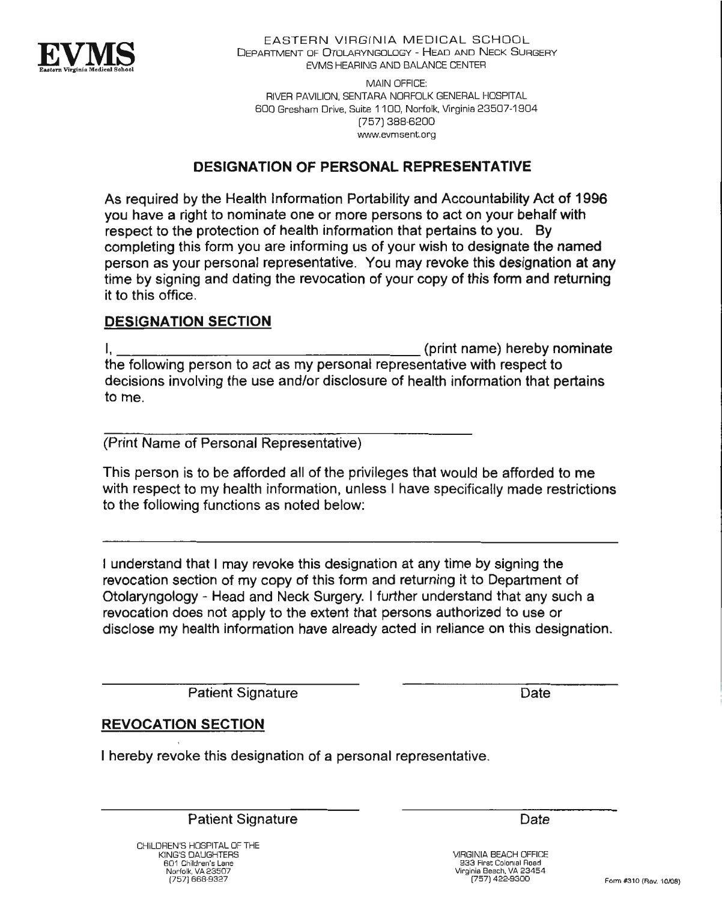**EVMS**
Eastern Virginia Medical School

EASTERN VIRGINIA MEDICAL SCHOOL
DEPARTMENT OF OTOLARYNGOLOGY - HEAD AND NECK SURGERY
EVMS HEARING AND BALANCE CENTER

MAIN OFFICE:
RIVER PAVILION, SENTARA NORFOLK GENERAL HOSPITAL
600 Gresham Drive, Suite 1100, Norfolk, Virginia 23507-1904
(757) 388-6200
www.evmsent.org

## DESIGNATION OF PERSONAL REPRESENTATIVE

As required by the Health Information Portability and Accountability Act of 1996 you have a right to nominate one or more persons to act on your behalf with respect to the protection of health information that pertains to you. By completing this form you are informing us of your wish to designate the named person as your personal representative. You may revoke this designation at any time by signing and dating the revocation of your copy of this form and returning it to this office.

### DESIGNATION SECTION

I, ______________________________ (print name) hereby nominate the following person to act as my personal representative with respect to decisions involving the use and/or disclosure of health information that pertains to me.

______________________________
(Print Name of Personal Representative)

This person is to be afforded all of the privileges that would be afforded to me with respect to my health information, unless I have specifically made restrictions to the following functions as noted below:

______________________________________________________________

I understand that I may revoke this designation at any time by signing the revocation section of my copy of this form and returning it to Department of Otolaryngology - Head and Neck Surgery. I further understand that any such a revocation does not apply to the extent that persons authorized to use or disclose my health information have already acted in reliance on this designation.

______________________________ ______________________
Patient Signature Date

### REVOCATION SECTION

I hereby revoke this designation of a personal representative.

______________________________ ______________________
Patient Signature Date

CHILDREN'S HOSPITAL OF THE KING'S DAUGHTERS
601 Children's Lane
Norfolk, VA 23507
(757) 668-9327

VIRGINIA BEACH OFFICE
933 First Colonial Road
Virginia Beach, VA 23454
(757) 422-9300

Form #310 (Rev. 10/08)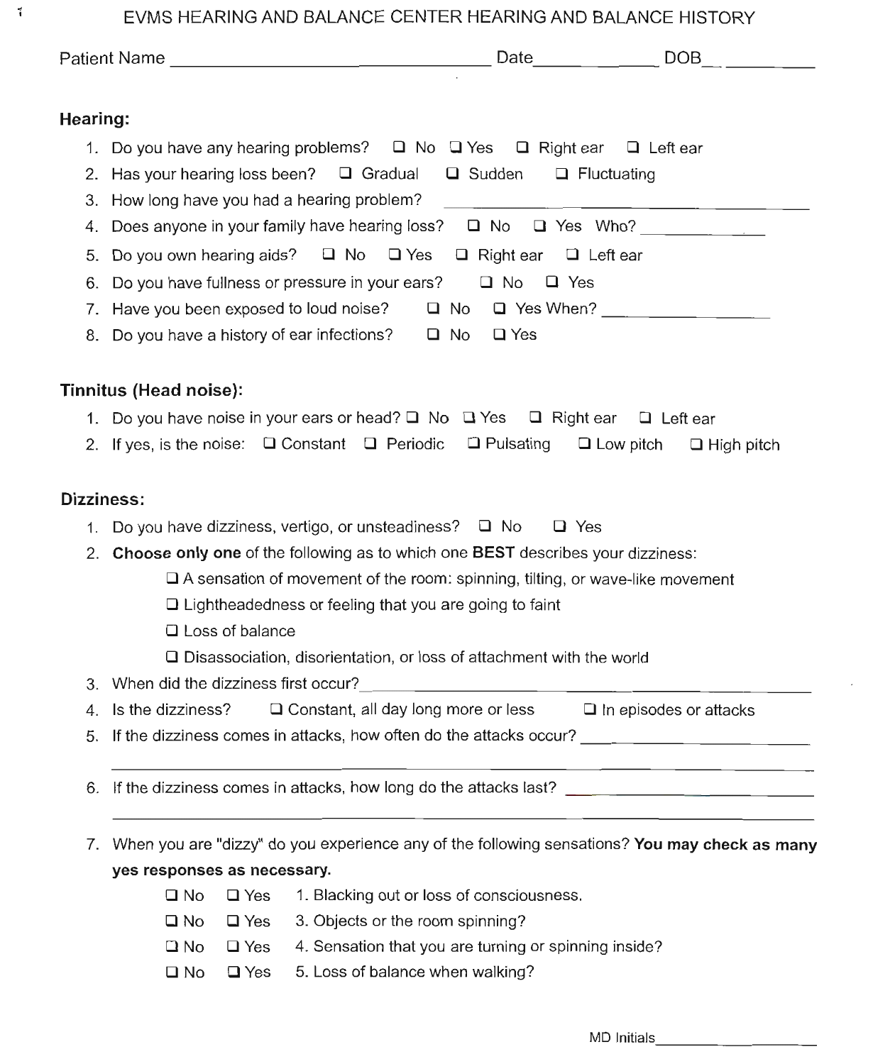# EVMS HEARING AND BALANCE CENTER HEARING AND BALANCE HISTORY

Patient Name ______________________ Date __________ DOB __________

## Hearing:

1. Do you have any hearing problems? ☐ No ☐ Yes ☐ Right ear ☐ Left ear
2. Has your hearing loss been? ☐ Gradual ☐ Sudden ☐ Fluctuating
3. How long have you had a hearing problem? ______________________
4. Does anyone in your family have hearing loss? ☐ No ☐ Yes Who? __________
5. Do you own hearing aids? ☐ No ☐ Yes ☐ Right ear ☐ Left ear
6. Do you have fullness or pressure in your ears? ☐ No ☐ Yes
7. Have you been exposed to loud noise? ☐ No ☐ Yes When? __________
8. Do you have a history of ear infections? ☐ No ☐ Yes

## Tinnitus (Head noise):

1. Do you have noise in your ears or head? ☐ No ☐ Yes ☐ Right ear ☐ Left ear
2. If yes, is the noise: ☐ Constant ☐ Periodic ☐ Pulsating ☐ Low pitch ☐ High pitch

## Dizziness:

1. Do you have dizziness, vertigo, or unsteadiness? ☐ No ☐ Yes
2. **Choose only one** of the following as to which one **BEST** describes your dizziness:
   - ☐ A sensation of movement of the room: spinning, tilting, or wave-like movement
   - ☐ Lightheadedness or feeling that you are going to faint
   - ☐ Loss of balance
   - ☐ Disassociation, disorientation, or loss of attachment with the world
3. When did the dizziness first occur? ______________________
4. Is the dizziness? ☐ Constant, all day long more or less ☐ In episodes or attacks
5. If the dizziness comes in attacks, how often do the attacks occur? ______________________

   ______________________
6. If the dizziness comes in attacks, how long do the attacks last? ______________________

   ______________________
7. When you are "dizzy" do you experience any of the following sensations? **You may check as many yes responses as necessary.**
   - ☐ No ☐ Yes 1. Blacking out or loss of consciousness.
   - ☐ No ☐ Yes 3. Objects or the room spinning?
   - ☐ No ☐ Yes 4. Sensation that you are turning or spinning inside?
   - ☐ No ☐ Yes 5. Loss of balance when walking?

MD Initials __________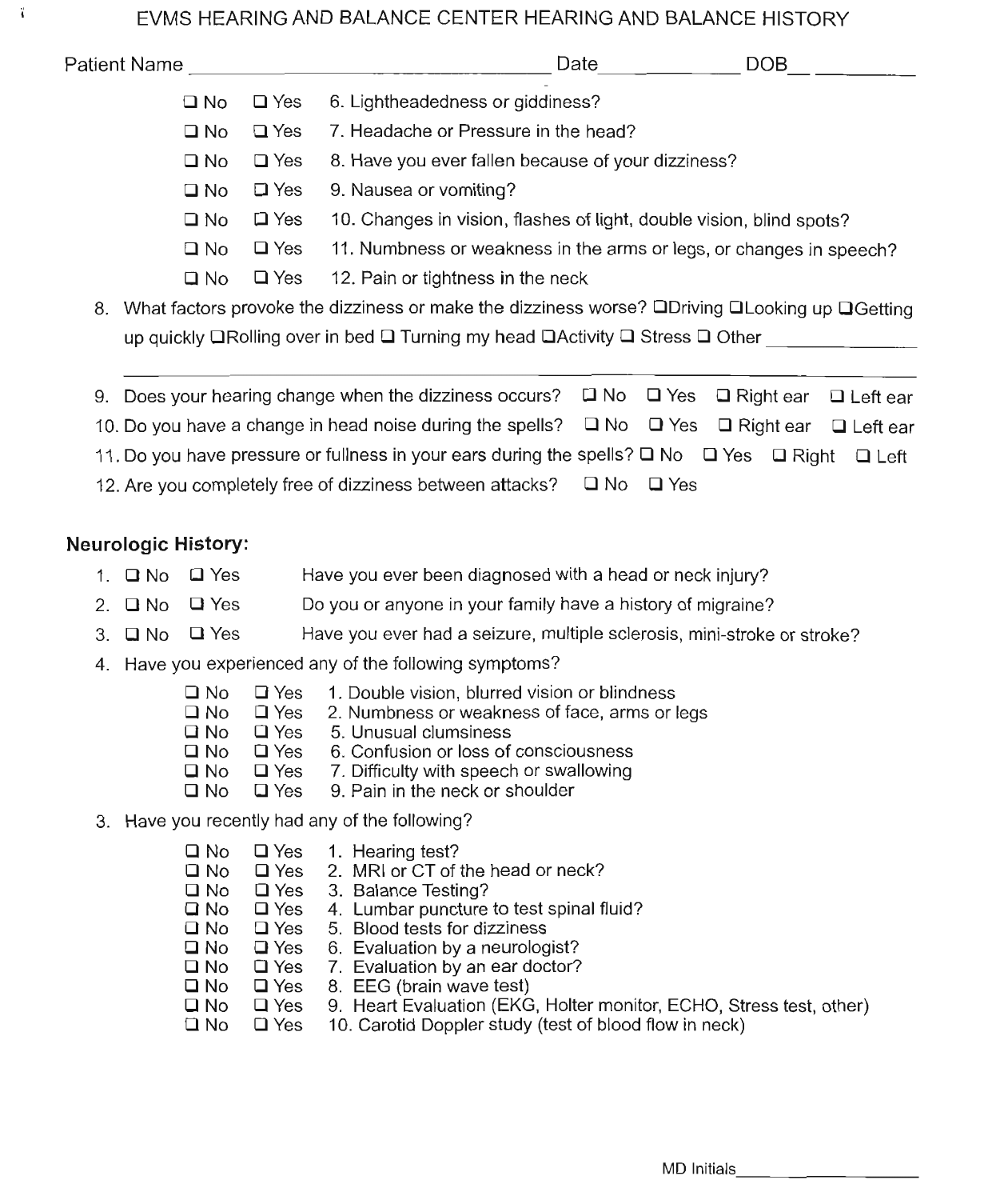# EVMS HEARING AND BALANCE CENTER HEARING AND BALANCE HISTORY

Patient Name ______________________________ Date ____________ DOB ____________

- ❑ No ❑ Yes 6. Lightheadedness or giddiness?
- ❑ No ❑ Yes 7. Headache or Pressure in the head?
- ❑ No ❑ Yes 8. Have you ever fallen because of your dizziness?
- ❑ No ❑ Yes 9. Nausea or vomiting?
- ❑ No ❑ Yes 10. Changes in vision, flashes of light, double vision, blind spots?
- ❑ No ❑ Yes 11. Numbness or weakness in the arms or legs, or changes in speech?
- ❑ No ❑ Yes 12. Pain or tightness in the neck

8. What factors provoke the dizziness or make the dizziness worse? ❑Driving ❑Looking up ❑Getting up quickly ❑Rolling over in bed ❑ Turning my head ❑Activity ❑ Stress ❑ Other ______________

______________________________________________________________________________

9. Does your hearing change when the dizziness occurs? ❑ No ❑ Yes ❑ Right ear ❑ Left ear
10. Do you have a change in head noise during the spells? ❑ No ❑ Yes ❑ Right ear ❑ Left ear
11. Do you have pressure or fullness in your ears during the spells? ❑ No ❑ Yes ❑ Right ❑ Left
12. Are you completely free of dizziness between attacks? ❑ No ❑ Yes

## Neurologic History:

1. ❑ No ❑ Yes Have you ever been diagnosed with a head or neck injury?
2. ❑ No ❑ Yes Do you or anyone in your family have a history of migraine?
3. ❑ No ❑ Yes Have you ever had a seizure, multiple sclerosis, mini-stroke or stroke?
4. Have you experienced any of the following symptoms?
   - ❑ No ❑ Yes 1. Double vision, blurred vision or blindness
   - ❑ No ❑ Yes 2. Numbness or weakness of face, arms or legs
   - ❑ No ❑ Yes 5. Unusual clumsiness
   - ❑ No ❑ Yes 6. Confusion or loss of consciousness
   - ❑ No ❑ Yes 7. Difficulty with speech or swallowing
   - ❑ No ❑ Yes 9. Pain in the neck or shoulder

3. Have you recently had any of the following?
   - ❑ No ❑ Yes 1. Hearing test?
   - ❑ No ❑ Yes 2. MRI or CT of the head or neck?
   - ❑ No ❑ Yes 3. Balance Testing?
   - ❑ No ❑ Yes 4. Lumbar puncture to test spinal fluid?
   - ❑ No ❑ Yes 5. Blood tests for dizziness
   - ❑ No ❑ Yes 6. Evaluation by a neurologist?
   - ❑ No ❑ Yes 7. Evaluation by an ear doctor?
   - ❑ No ❑ Yes 8. EEG (brain wave test)
   - ❑ No ❑ Yes 9. Heart Evaluation (EKG, Holter monitor, ECHO, Stress test, other)
   - ❑ No ❑ Yes 10. Carotid Doppler study (test of blood flow in neck)

MD Initials ______________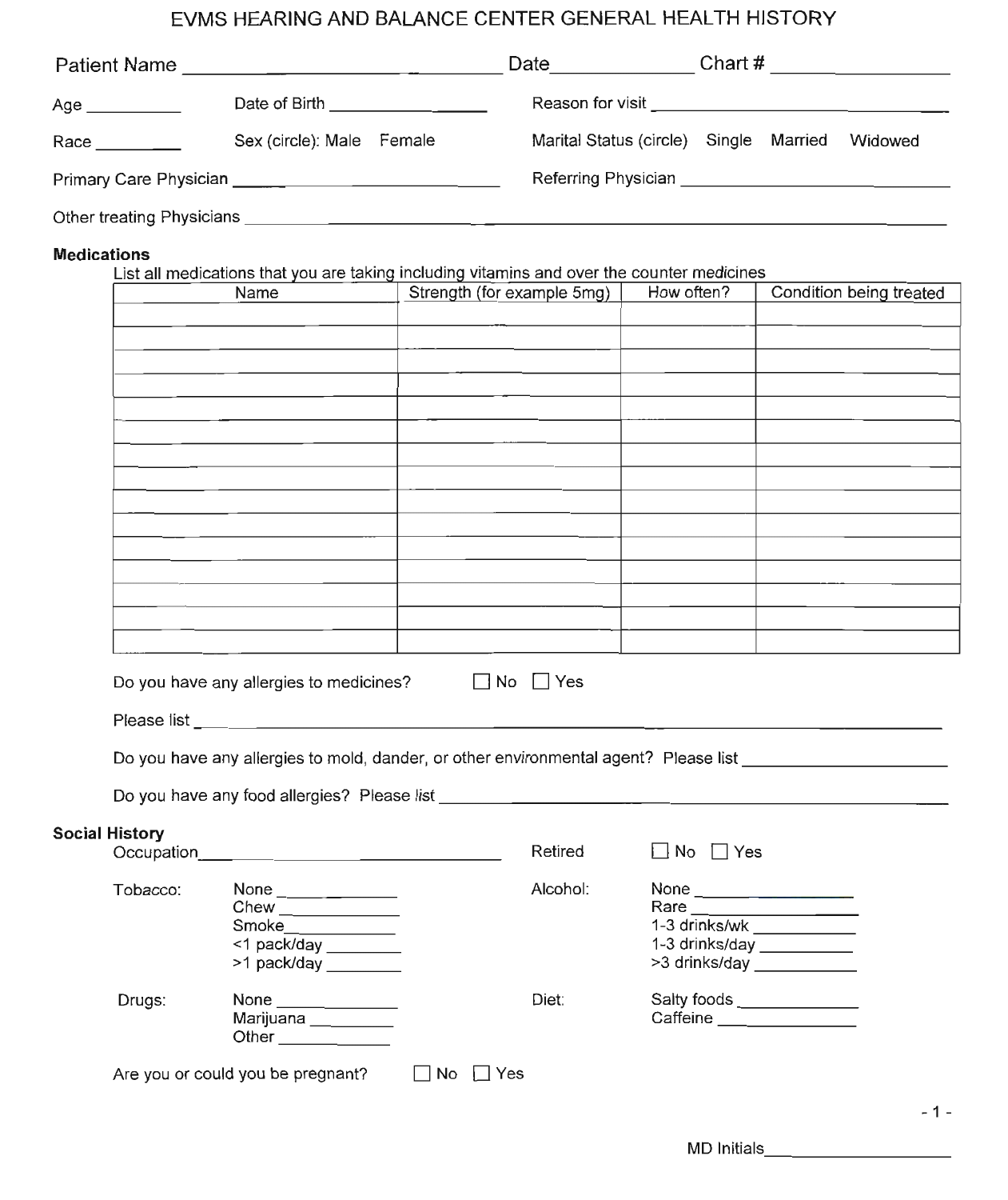# EVMS HEARING AND BALANCE CENTER GENERAL HEALTH HISTORY

Patient Name ______________________________ Date ______________ Chart # ________________

Age __________ Date of Birth ________________ Reason for visit ______________________________

Race __________ Sex (circle): Male Female Marital Status (circle) Single Married Widowed

Primary Care Physician ______________________________ Referring Physician ______________________________

Other treating Physicians ____________________________________________________________________________

## Medications

List all medications that you are taking including vitamins and over the counter medicines

| Name | Strength (for example 5mg) | How often? | Condition being treated |
|---|---|---|---|
| | | | |
| | | | |
| | | | |
| | | | |
| | | | |
| | | | |
| | | | |
| | | | |
| | | | |
| | | | |
| | | | |
| | | | |
| | | | |
| | | | |
| | | | |

Do you have any allergies to medicines? ☐ No ☐ Yes

Please list ____________________________________________________________________________

Do you have any allergies to mold, dander, or other environmental agent? Please list ______________________

Do you have any food allergies? Please list ____________________________________________________

## Social History

Occupation ______________________________ Retired ☐ No ☐ Yes

Tobacco:
- None ____________
- Chew ____________
- Smoke ____________
- <1 pack/day ____________
- >1 pack/day ____________

Alcohol:
- None ____________
- Rare ____________
- 1-3 drinks/wk ____________
- 1-3 drinks/day ____________
- >3 drinks/day ____________

Drugs:
- None ____________
- Marijuana ____________
- Other ____________

Diet:
- Salty foods ____________
- Caffeine ____________

Are you or could you be pregnant? ☐ No ☐ Yes

MD Initials ________________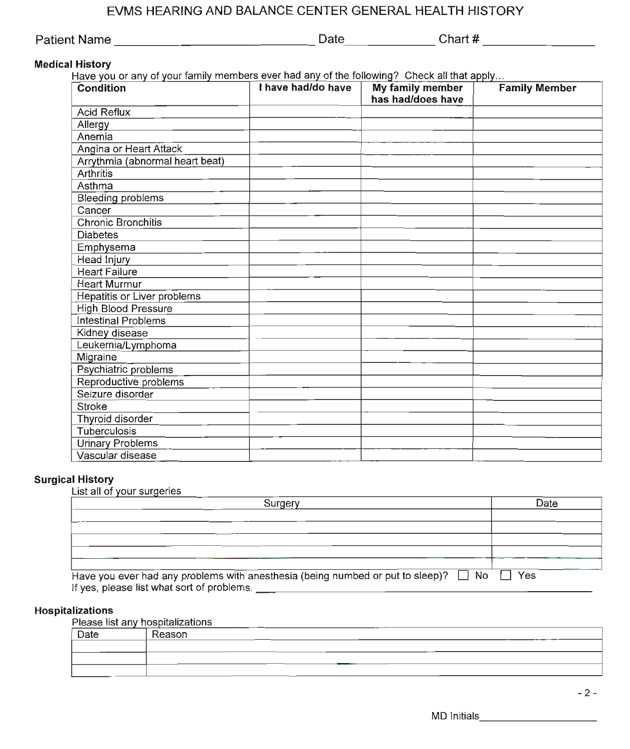# EVMS HEARING AND BALANCE CENTER GENERAL HEALTH HISTORY

Patient Name ______________________________ Date ____________ Chart # ______________

## Medical History

Have you or any of your family members ever had any of the following? Check all that apply...

| Condition | I have had/do have | My family member has had/does have | Family Member |
|---|---|---|---|
| Acid Reflux | | | |
| Allergy | | | |
| Anemia | | | |
| Angina or Heart Attack | | | |
| Arrythmia (abnormal heart beat) | | | |
| Arthritis | | | |
| Asthma | | | |
| Bleeding problems | | | |
| Cancer | | | |
| Chronic Bronchitis | | | |
| Diabetes | | | |
| Emphysema | | | |
| Head Injury | | | |
| Heart Failure | | | |
| Heart Murmur | | | |
| Hepatitis or Liver problems | | | |
| High Blood Pressure | | | |
| Intestinal Problems | | | |
| Kidney disease | | | |
| Leukemia/Lymphoma | | | |
| Migraine | | | |
| Psychiatric problems | | | |
| Reproductive problems | | | |
| Seizure disorder | | | |
| Stroke | | | |
| Thyroid disorder | | | |
| Tuberculosis | | | |
| Urinary Problems | | | |
| Vascular disease | | | |

## Surgical History

List all of your surgeries

| Surgery | Date |
|---|---|
| | |
| | |
| | |
| | |
| | |

Have you ever had any problems with anesthesia (being numbed or put to sleep)? ☐ No ☐ Yes

If yes, please list what sort of problems. ______________________________________________

## Hospitalizations

Please list any hospitalizations

| Date | Reason |
|---|---|
| | |
| | |
| | |

MD Initials ____________________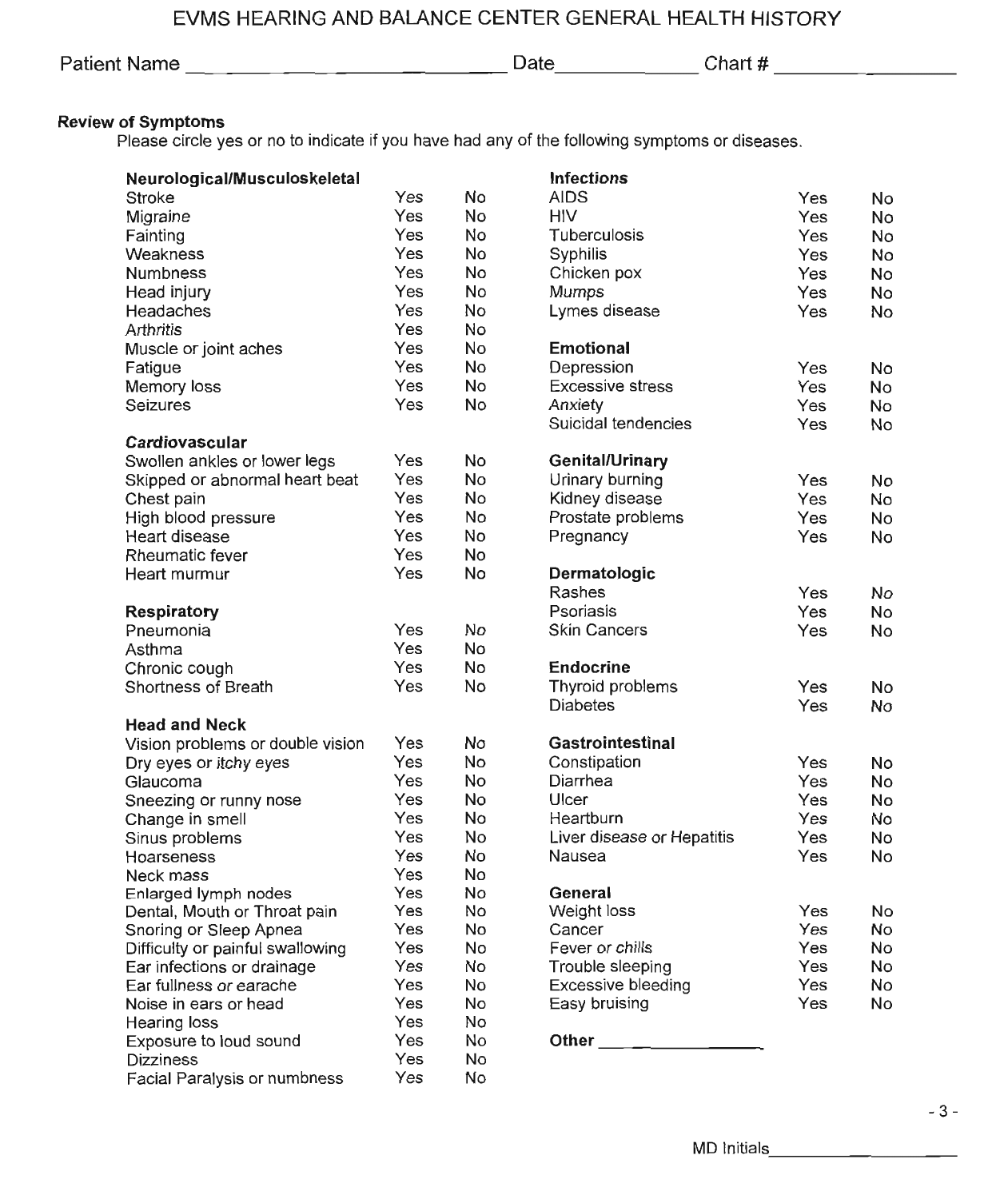# EVMS HEARING AND BALANCE CENTER GENERAL HEALTH HISTORY

Patient Name \_\_\_\_\_\_\_\_\_\_\_\_\_\_\_\_\_\_\_\_\_\_\_\_\_ Date\_\_\_\_\_\_\_\_\_\_\_\_ Chart # \_\_\_\_\_\_\_\_\_\_\_\_\_\_\_

**Review of Symptoms**

Please circle yes or no to indicate if you have had any of the following symptoms or diseases.

| | | |
|---|---|---|
| **Neurological/Musculoskeletal** | | |
| Stroke | Yes | No |
| Migraine | Yes | No |
| Fainting | Yes | No |
| Weakness | Yes | No |
| Numbness | Yes | No |
| Head injury | Yes | No |
| Headaches | Yes | No |
| Arthritis | Yes | No |
| Muscle or joint aches | Yes | No |
| Fatigue | Yes | No |
| Memory loss | Yes | No |
| Seizures | Yes | No |
| **Cardiovascular** | | |
| Swollen ankles or lower legs | Yes | No |
| Skipped or abnormal heart beat | Yes | No |
| Chest pain | Yes | No |
| High blood pressure | Yes | No |
| Heart disease | Yes | No |
| Rheumatic fever | Yes | No |
| Heart murmur | Yes | No |
| **Respiratory** | | |
| Pneumonia | Yes | No |
| Asthma | Yes | No |
| Chronic cough | Yes | No |
| Shortness of Breath | Yes | No |
| **Head and Neck** | | |
| Vision problems or double vision | Yes | No |
| Dry eyes or itchy eyes | Yes | No |
| Glaucoma | Yes | No |
| Sneezing or runny nose | Yes | No |
| Change in smell | Yes | No |
| Sinus problems | Yes | No |
| Hoarseness | Yes | No |
| Neck mass | Yes | No |
| Enlarged lymph nodes | Yes | No |
| Dental, Mouth or Throat pain | Yes | No |
| Snoring or Sleep Apnea | Yes | No |
| Difficulty or painful swallowing | Yes | No |
| Ear infections or drainage | Yes | No |
| Ear fullness or earache | Yes | No |
| Noise in ears or head | Yes | No |
| Hearing loss | Yes | No |
| Exposure to loud sound | Yes | No |
| Dizziness | Yes | No |
| Facial Paralysis or numbness | Yes | No |

| | | |
|---|---|---|
| **Infections** | | |
| AIDS | Yes | No |
| HIV | Yes | No |
| Tuberculosis | Yes | No |
| Syphilis | Yes | No |
| Chicken pox | Yes | No |
| Mumps | Yes | No |
| Lymes disease | Yes | No |
| **Emotional** | | |
| Depression | Yes | No |
| Excessive stress | Yes | No |
| Anxiety | Yes | No |
| Suicidal tendencies | Yes | No |
| **Genital/Urinary** | | |
| Urinary burning | Yes | No |
| Kidney disease | Yes | No |
| Prostate problems | Yes | No |
| Pregnancy | Yes | No |
| **Dermatologic** | | |
| Rashes | Yes | No |
| Psoriasis | Yes | No |
| Skin Cancers | Yes | No |
| **Endocrine** | | |
| Thyroid problems | Yes | No |
| Diabetes | Yes | No |
| **Gastrointestinal** | | |
| Constipation | Yes | No |
| Diarrhea | Yes | No |
| Ulcer | Yes | No |
| Heartburn | Yes | No |
| Liver disease or Hepatitis | Yes | No |
| Nausea | Yes | No |
| **General** | | |
| Weight loss | Yes | No |
| Cancer | Yes | No |
| Fever or chills | Yes | No |
| Trouble sleeping | Yes | No |
| Excessive bleeding | Yes | No |
| Easy bruising | Yes | No |

**Other** \_\_\_\_\_\_\_\_\_\_\_\_\_\_\_\_

MD Initials\_\_\_\_\_\_\_\_\_\_\_\_\_\_\_\_